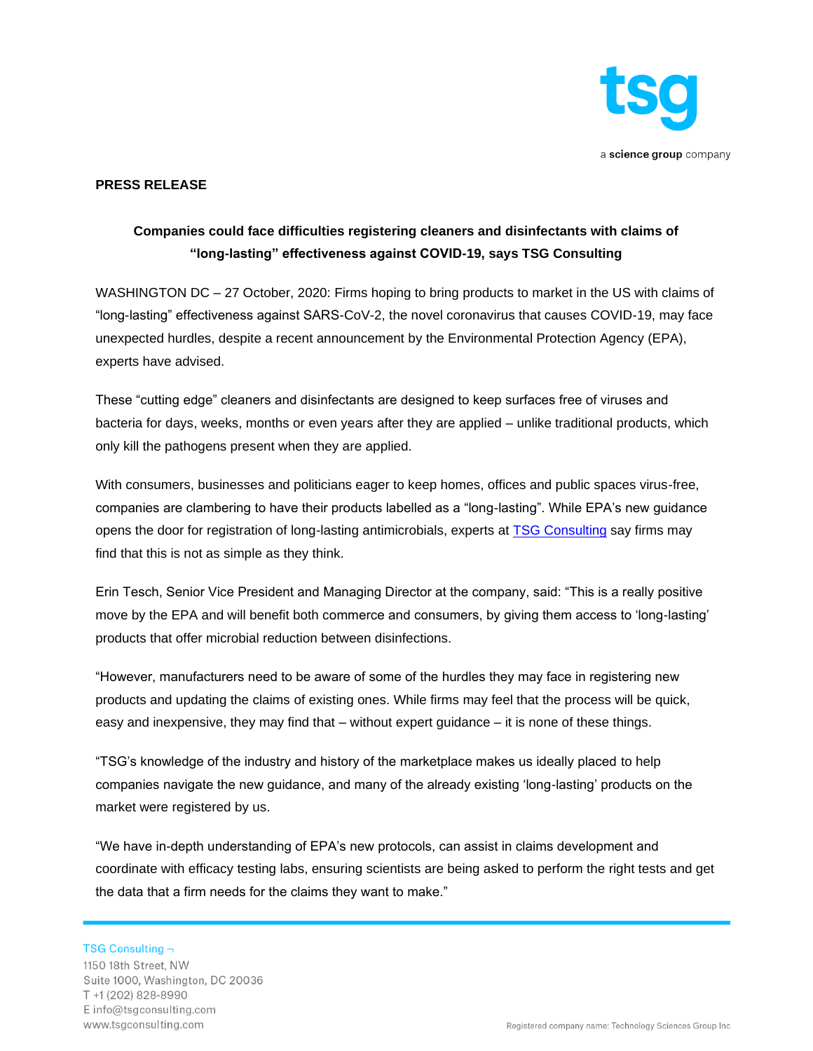tsg

a **science group** company

**PRESS RELEASE**

**Companies could face difficulties registering cleaners and disinfectants with claims of "long-lasting" effectiveness against COVID-19, says TSG Consulting**

WASHINGTON DC – 27 October, 2020: Firms hoping to bring products to market in the US with claims of "long-lasting" effectiveness against SARS-CoV-2, the novel coronavirus that causes COVID-19, may face unexpected hurdles, despite a recent announcement by the Environmental Protection Agency (EPA), experts have advised.

These "cutting edge" cleaners and disinfectants are designed to keep surfaces free of viruses and bacteria for days, weeks, months or even years after they are applied – unlike traditional products, which only kill the pathogens present when they are applied.

With consumers, businesses and politicians eager to keep homes, offices and public spaces virus-free, companies are clambering to have their products labelled as a "long-lasting". While EPA's new guidance opens the door for registration of long-lasting antimicrobials, experts at TSG Consulting say firms may find that this is not as simple as they think.

Erin Tesch, Senior Vice President and Managing Director at the company, said: "This is a really positive move by the EPA and will benefit both commerce and consumers, by giving them access to 'long-lasting' products that offer microbial reduction between disinfections.

"However, manufacturers need to be aware of some of the hurdles they may face in registering new products and updating the claims of existing ones. While firms may feel that the process will be quick, easy and inexpensive, they may find that – without expert guidance – it is none of these things.

"TSG's knowledge of the industry and history of the marketplace makes us ideally placed to help companies navigate the new guidance, and many of the already existing 'long-lasting' products on the market were registered by us.

"We have in-depth understanding of EPA's new protocols, can assist in claims development and coordinate with efficacy testing labs, ensuring scientists are being asked to perform the right tests and get the data that a firm needs for the claims they want to make."

TSG Consulting
1150 18th Street, NW
Suite 1000, Washington, DC 20036
T +1 (202) 828-8990
E info@tsgconsulting.com
www.tsgconsulting.com

Registered company name: Technology Sciences Group Inc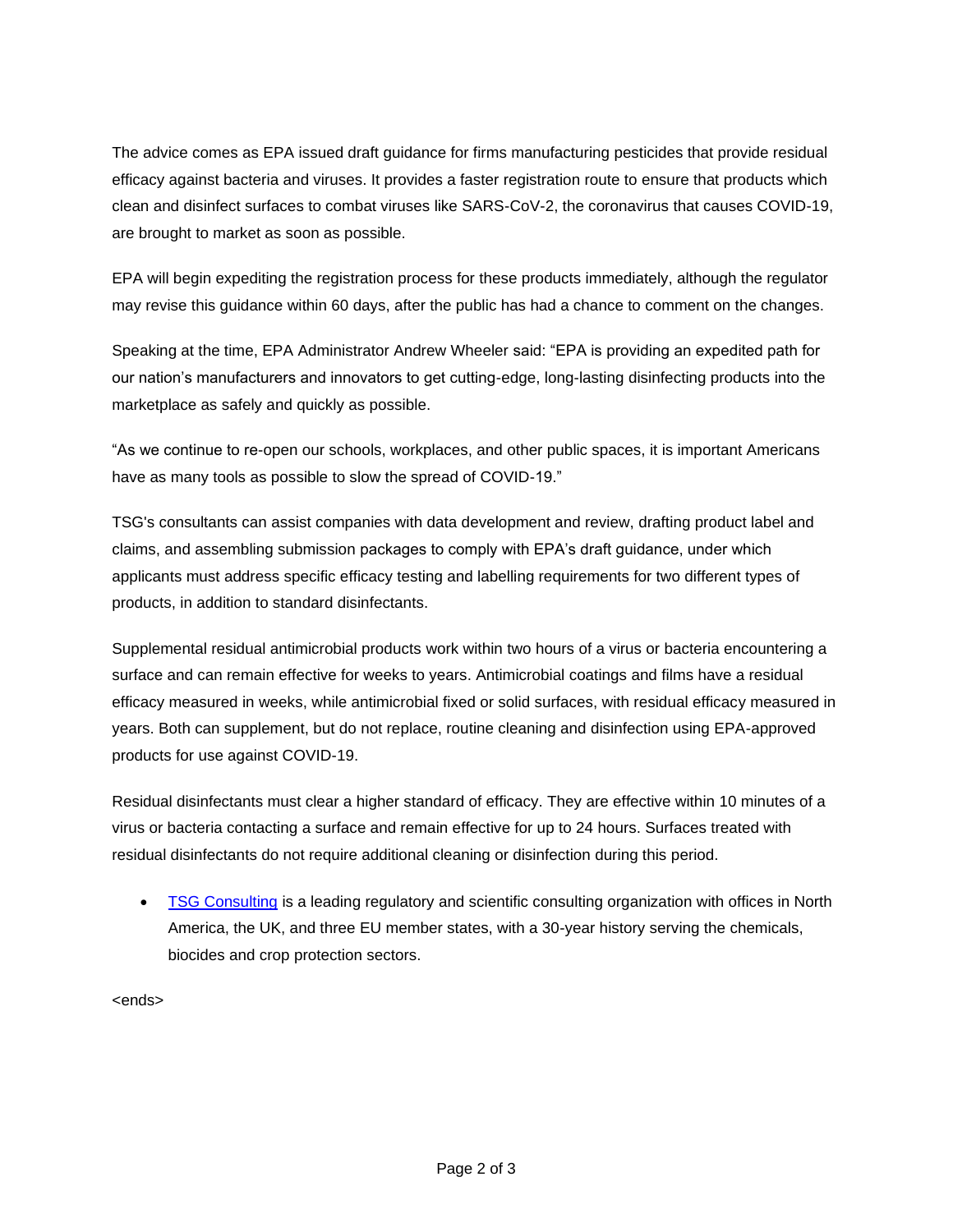The advice comes as EPA issued draft guidance for firms manufacturing pesticides that provide residual efficacy against bacteria and viruses. It provides a faster registration route to ensure that products which clean and disinfect surfaces to combat viruses like SARS-CoV-2, the coronavirus that causes COVID-19, are brought to market as soon as possible.

EPA will begin expediting the registration process for these products immediately, although the regulator may revise this guidance within 60 days, after the public has had a chance to comment on the changes.

Speaking at the time, EPA Administrator Andrew Wheeler said: "EPA is providing an expedited path for our nation's manufacturers and innovators to get cutting-edge, long-lasting disinfecting products into the marketplace as safely and quickly as possible.

"As we continue to re-open our schools, workplaces, and other public spaces, it is important Americans have as many tools as possible to slow the spread of COVID-19."

TSG's consultants can assist companies with data development and review, drafting product label and claims, and assembling submission packages to comply with EPA's draft guidance, under which applicants must address specific efficacy testing and labelling requirements for two different types of products, in addition to standard disinfectants.

Supplemental residual antimicrobial products work within two hours of a virus or bacteria encountering a surface and can remain effective for weeks to years. Antimicrobial coatings and films have a residual efficacy measured in weeks, while antimicrobial fixed or solid surfaces, with residual efficacy measured in years. Both can supplement, but do not replace, routine cleaning and disinfection using EPA-approved products for use against COVID-19.

Residual disinfectants must clear a higher standard of efficacy. They are effective within 10 minutes of a virus or bacteria contacting a surface and remain effective for up to 24 hours. Surfaces treated with residual disinfectants do not require additional cleaning or disinfection during this period.

- TSG Consulting is a leading regulatory and scientific consulting organization with offices in North America, the UK, and three EU member states, with a 30-year history serving the chemicals, biocides and crop protection sectors.

<ends>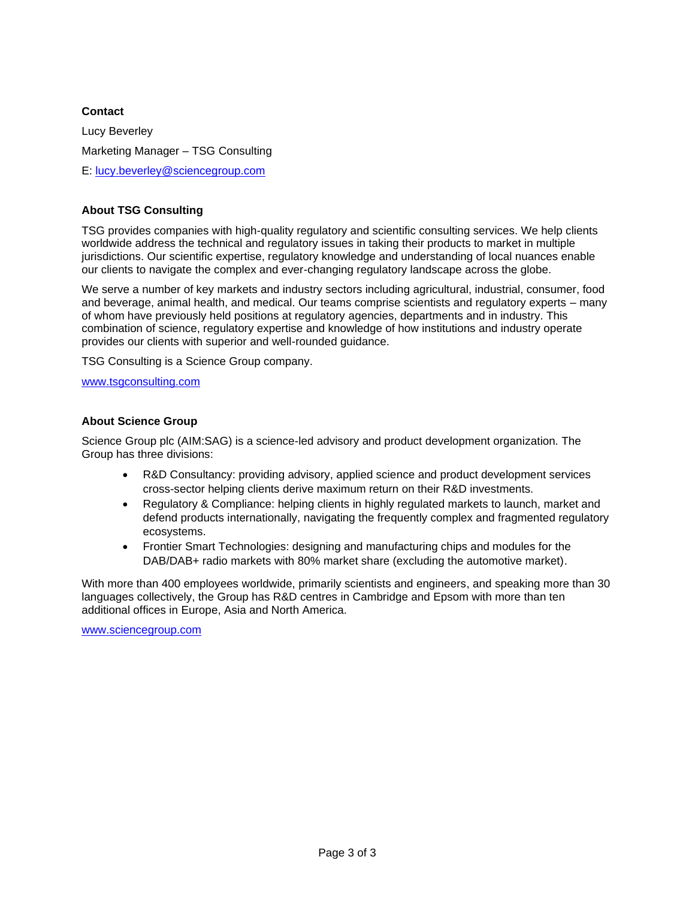**Contact**

Lucy Beverley

Marketing Manager – TSG Consulting

E: lucy.beverley@sciencegroup.com

**About TSG Consulting**

TSG provides companies with high-quality regulatory and scientific consulting services. We help clients worldwide address the technical and regulatory issues in taking their products to market in multiple jurisdictions. Our scientific expertise, regulatory knowledge and understanding of local nuances enable our clients to navigate the complex and ever-changing regulatory landscape across the globe.

We serve a number of key markets and industry sectors including agricultural, industrial, consumer, food and beverage, animal health, and medical. Our teams comprise scientists and regulatory experts – many of whom have previously held positions at regulatory agencies, departments and in industry. This combination of science, regulatory expertise and knowledge of how institutions and industry operate provides our clients with superior and well-rounded guidance.

TSG Consulting is a Science Group company.

www.tsgconsulting.com

**About Science Group**

Science Group plc (AIM:SAG) is a science-led advisory and product development organization. The Group has three divisions:

- R&D Consultancy: providing advisory, applied science and product development services cross-sector helping clients derive maximum return on their R&D investments.
- Regulatory & Compliance: helping clients in highly regulated markets to launch, market and defend products internationally, navigating the frequently complex and fragmented regulatory ecosystems.
- Frontier Smart Technologies: designing and manufacturing chips and modules for the DAB/DAB+ radio markets with 80% market share (excluding the automotive market).

With more than 400 employees worldwide, primarily scientists and engineers, and speaking more than 30 languages collectively, the Group has R&D centres in Cambridge and Epsom with more than ten additional offices in Europe, Asia and North America.

www.sciencegroup.com